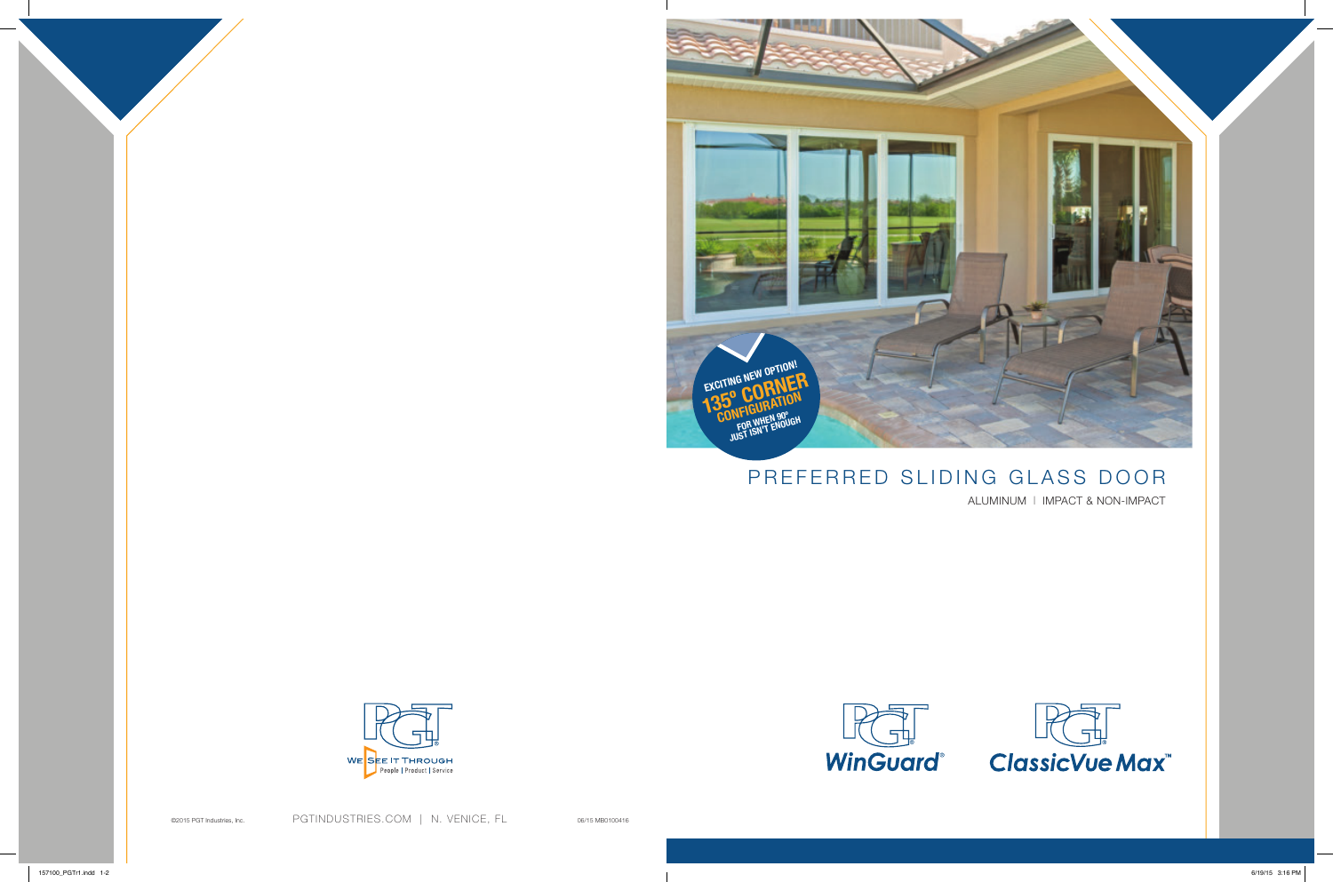EXCITING NEW OPTION!
135° CORNER CONFIGURATION
FOR WHEN 90° JUST ISN'T ENOUGH

# PREFERRED SLIDING GLASS DOOR

ALUMINUM | IMPACT & NON-IMPACT

PGT WinGuard®

PGT ClassicVue Max™

PGT

WE SEE IT THROUGH
People | Product | Service

©2015 PGT Industries, Inc.

PGTINDUSTRIES.COM | N. VENICE, FL

06/15 MB0100416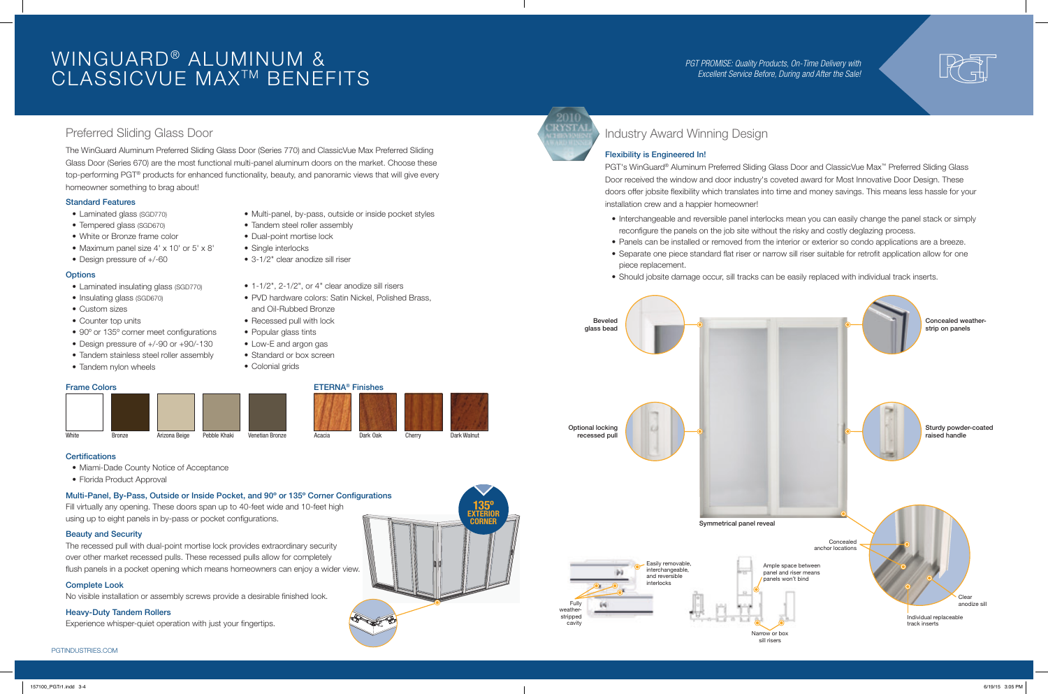# WINGUARD® ALUMINUM & CLASSICVUE MAX™ BENEFITS

*PGT PROMISE: Quality Products, On-Time Delivery with Excellent Service Before, During and After the Sale!*

## Preferred Sliding Glass Door

The WinGuard Aluminum Preferred Sliding Glass Door (Series 770) and ClassicVue Max Preferred Sliding Glass Door (Series 670) are the most functional multi-panel aluminum doors on the market. Choose these top-performing PGT® products for enhanced functionality, beauty, and panoramic views that will give every homeowner something to brag about!

### Standard Features

- Laminated glass (SGD770)
- Tempered glass (SGD670)
- White or Bronze frame color
- Maximum panel size 4' x 10' or 5' x 8'
- Design pressure of +/-60
- Multi-panel, by-pass, outside or inside pocket styles
- Tandem steel roller assembly
- Dual-point mortise lock
- Single interlocks
- 3-1/2" clear anodize sill riser

### Options

- Laminated insulating glass (SGD770)
- Insulating glass (SGD670)
- Custom sizes
- Counter top units
- 90º or 135º corner meet configurations
- Design pressure of +/-90 or +90/-130
- Tandem stainless steel roller assembly
- Tandem nylon wheels
- 1-1/2", 2-1/2", or 4" clear anodize sill risers
- PVD hardware colors: Satin Nickel, Polished Brass, and Oil-Rubbed Bronze
- Recessed pull with lock
- Popular glass tints
- Low-E and argon gas
- Standard or box screen
- Colonial grids

### Frame Colors

White, Bronze, Arizona Beige, Pebble Khaki, Venetian Bronze

### ETERNA® Finishes

Acacia, Dark Oak, Cherry, Dark Walnut

### Certifications

- Miami-Dade County Notice of Acceptance
- Florida Product Approval

### Multi-Panel, By-Pass, Outside or Inside Pocket, and 90º or 135º Corner Configurations

Fill virtually any opening. These doors span up to 40-feet wide and 10-feet high using up to eight panels in by-pass or pocket configurations.

135º EXTERIOR CORNER

### Beauty and Security

The recessed pull with dual-point mortise lock provides extraordinary security over other market recessed pulls. These recessed pulls allow for completely flush panels in a pocket opening which means homeowners can enjoy a wider view.

### Complete Look

No visible installation or assembly screws provide a desirable finished look.

### Heavy-Duty Tandem Rollers

Experience whisper-quiet operation with just your fingertips.

PGTINDUSTRIES.COM

2010 CRYSTAL ACHIEVEMENT AWARD WINNER

## Industry Award Winning Design

### Flexibility is Engineered In!

PGT's WinGuard® Aluminum Preferred Sliding Glass Door and ClassicVue Max™ Preferred Sliding Glass Door received the window and door industry's coveted award for Most Innovative Door Design. These doors offer jobsite flexibility which translates into time and money savings. This means less hassle for your installation crew and a happier homeowner!

- Interchangeable and reversible panel interlocks mean you can easily change the panel stack or simply reconfigure the panels on the job site without the risky and costly deglazing process.
- Panels can be installed or removed from the interior or exterior so condo applications are a breeze.
- Separate one piece standard flat riser or narrow sill riser suitable for retrofit application allow for one piece replacement.
- Should jobsite damage occur, sill tracks can be easily replaced with individual track inserts.

Beveled glass bead

Concealed weather-strip on panels

Optional locking recessed pull

Sturdy powder-coated raised handle

Symmetrical panel reveal

Concealed anchor locations

Easily removable, interchangeable, and reversible interlocks

Fully weather-stripped cavity

Ample space between panel and riser means panels won't bind

Narrow or box sill risers

Clear anodize sill

Individual replaceable track inserts